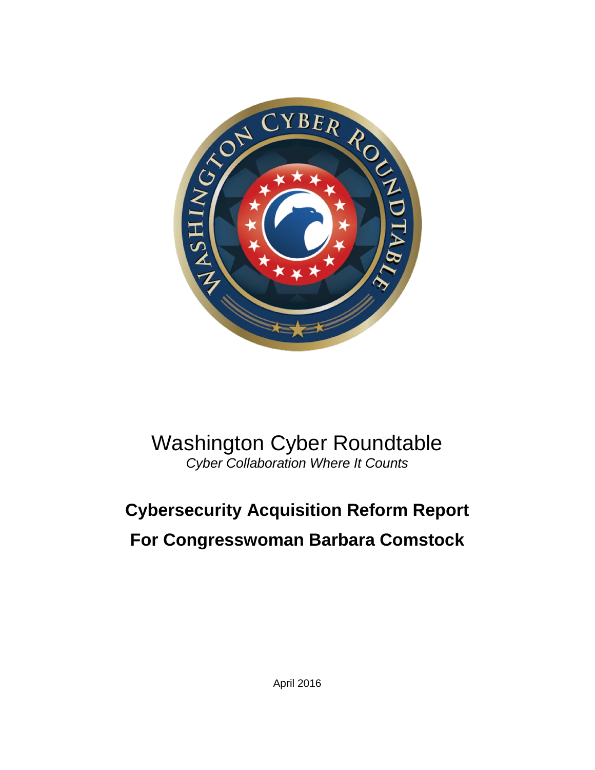Washington Cyber Roundtable

*Cyber Collaboration Where It Counts*

# Cybersecurity Acquisition Reform Report

# For Congresswoman Barbara Comstock

April 2016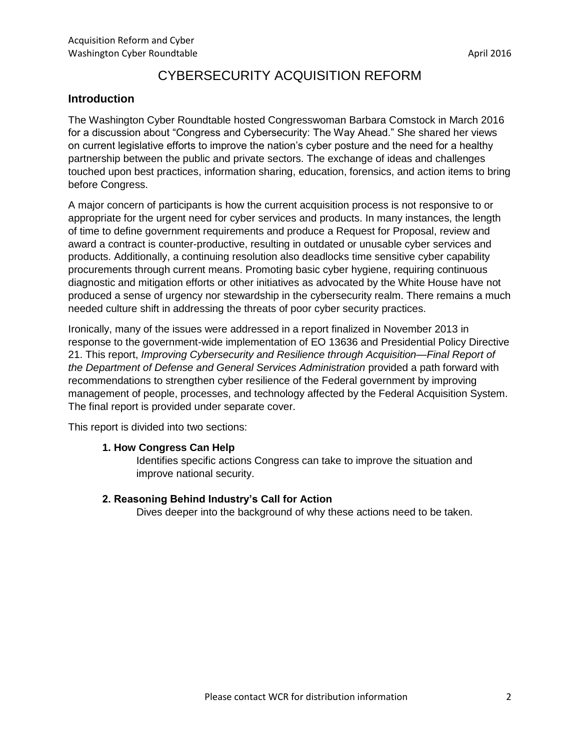# CYBERSECURITY ACQUISITION REFORM

## Introduction

The Washington Cyber Roundtable hosted Congresswoman Barbara Comstock in March 2016 for a discussion about "Congress and Cybersecurity: The Way Ahead." She shared her views on current legislative efforts to improve the nation's cyber posture and the need for a healthy partnership between the public and private sectors. The exchange of ideas and challenges touched upon best practices, information sharing, education, forensics, and action items to bring before Congress.

A major concern of participants is how the current acquisition process is not responsive to or appropriate for the urgent need for cyber services and products. In many instances, the length of time to define government requirements and produce a Request for Proposal, review and award a contract is counter-productive, resulting in outdated or unusable cyber services and products. Additionally, a continuing resolution also deadlocks time sensitive cyber capability procurements through current means. Promoting basic cyber hygiene, requiring continuous diagnostic and mitigation efforts or other initiatives as advocated by the White House have not produced a sense of urgency nor stewardship in the cybersecurity realm. There remains a much needed culture shift in addressing the threats of poor cyber security practices.

Ironically, many of the issues were addressed in a report finalized in November 2013 in response to the government-wide implementation of EO 13636 and Presidential Policy Directive 21. This report, *Improving Cybersecurity and Resilience through Acquisition—Final Report of the Department of Defense and General Services Administration* provided a path forward with recommendations to strengthen cyber resilience of the Federal government by improving management of people, processes, and technology affected by the Federal Acquisition System. The final report is provided under separate cover.

This report is divided into two sections:

1. **How Congress Can Help**
   Identifies specific actions Congress can take to improve the situation and improve national security.

2. **Reasoning Behind Industry's Call for Action**
   Dives deeper into the background of why these actions need to be taken.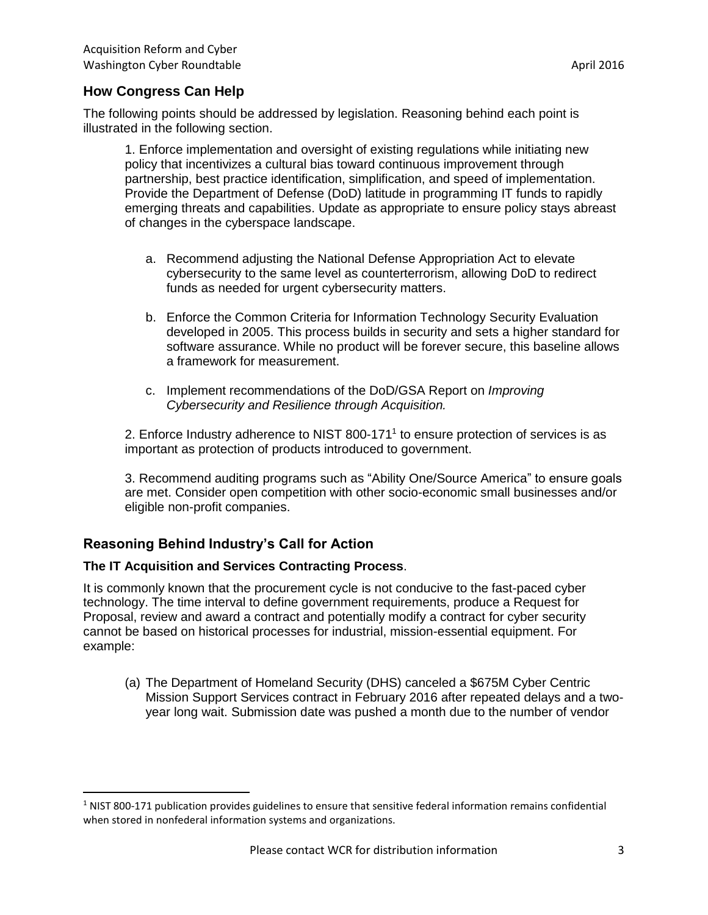## How Congress Can Help

The following points should be addressed by legislation. Reasoning behind each point is illustrated in the following section.

1. Enforce implementation and oversight of existing regulations while initiating new policy that incentivizes a cultural bias toward continuous improvement through partnership, best practice identification, simplification, and speed of implementation. Provide the Department of Defense (DoD) latitude in programming IT funds to rapidly emerging threats and capabilities. Update as appropriate to ensure policy stays abreast of changes in the cyberspace landscape.

    a. Recommend adjusting the National Defense Appropriation Act to elevate cybersecurity to the same level as counterterrorism, allowing DoD to redirect funds as needed for urgent cybersecurity matters.

    b. Enforce the Common Criteria for Information Technology Security Evaluation developed in 2005. This process builds in security and sets a higher standard for software assurance. While no product will be forever secure, this baseline allows a framework for measurement.

    c. Implement recommendations of the DoD/GSA Report on *Improving Cybersecurity and Resilience through Acquisition.*

2. Enforce Industry adherence to NIST 800-171[1] to ensure protection of services is as important as protection of products introduced to government.

3. Recommend auditing programs such as "Ability One/Source America" to ensure goals are met. Consider open competition with other socio-economic small businesses and/or eligible non-profit companies.

## Reasoning Behind Industry's Call for Action

**The IT Acquisition and Services Contracting Process**.

It is commonly known that the procurement cycle is not conducive to the fast-paced cyber technology. The time interval to define government requirements, produce a Request for Proposal, review and award a contract and potentially modify a contract for cyber security cannot be based on historical processes for industrial, mission-essential equipment. For example:

(a) The Department of Homeland Security (DHS) canceled a $675M Cyber Centric Mission Support Services contract in February 2016 after repeated delays and a two-year long wait. Submission date was pushed a month due to the number of vendor

---

[1] NIST 800-171 publication provides guidelines to ensure that sensitive federal information remains confidential when stored in nonfederal information systems and organizations.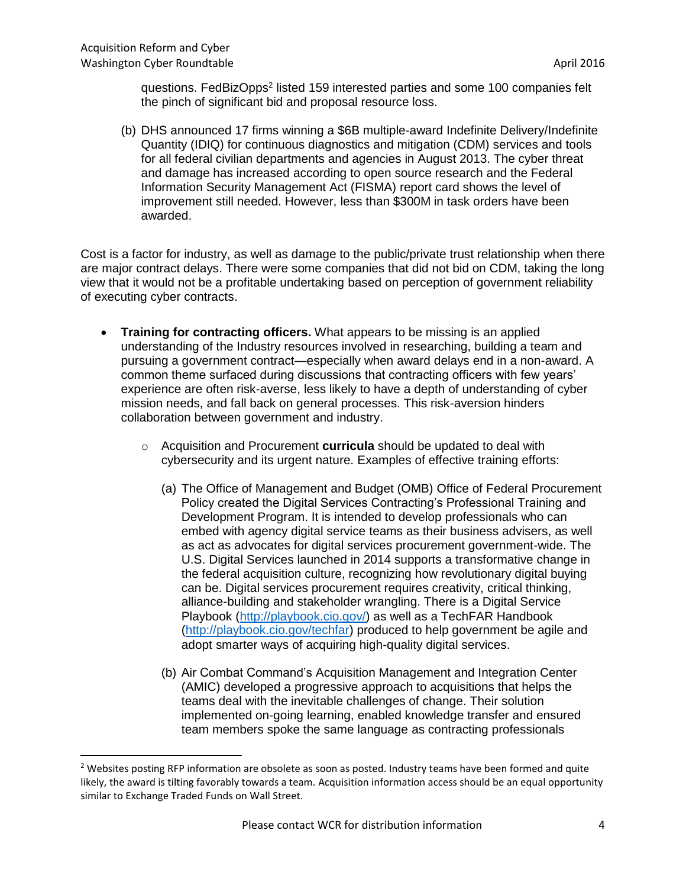questions. FedBizOpps[2] listed 159 interested parties and some 100 companies felt the pinch of significant bid and proposal resource loss.

(b) DHS announced 17 firms winning a $6B multiple-award Indefinite Delivery/Indefinite Quantity (IDIQ) for continuous diagnostics and mitigation (CDM) services and tools for all federal civilian departments and agencies in August 2013. The cyber threat and damage has increased according to open source research and the Federal Information Security Management Act (FISMA) report card shows the level of improvement still needed. However, less than $300M in task orders have been awarded.

Cost is a factor for industry, as well as damage to the public/private trust relationship when there are major contract delays. There were some companies that did not bid on CDM, taking the long view that it would not be a profitable undertaking based on perception of government reliability of executing cyber contracts.

- **Training for contracting officers.** What appears to be missing is an applied understanding of the Industry resources involved in researching, building a team and pursuing a government contract—especially when award delays end in a non-award. A common theme surfaced during discussions that contracting officers with few years' experience are often risk-averse, less likely to have a depth of understanding of cyber mission needs, and fall back on general processes. This risk-aversion hinders collaboration between government and industry.
  - Acquisition and Procurement **curricula** should be updated to deal with cybersecurity and its urgent nature. Examples of effective training efforts:

    (a) The Office of Management and Budget (OMB) Office of Federal Procurement Policy created the Digital Services Contracting's Professional Training and Development Program. It is intended to develop professionals who can embed with agency digital service teams as their business advisers, as well as act as advocates for digital services procurement government-wide. The U.S. Digital Services launched in 2014 supports a transformative change in the federal acquisition culture, recognizing how revolutionary digital buying can be. Digital services procurement requires creativity, critical thinking, alliance-building and stakeholder wrangling. There is a Digital Service Playbook (http://playbook.cio.gov/) as well as a TechFAR Handbook (http://playbook.cio.gov/techfar) produced to help government be agile and adopt smarter ways of acquiring high-quality digital services.

    (b) Air Combat Command's Acquisition Management and Integration Center (AMIC) developed a progressive approach to acquisitions that helps the teams deal with the inevitable challenges of change. Their solution implemented on-going learning, enabled knowledge transfer and ensured team members spoke the same language as contracting professionals

---

[2] Websites posting RFP information are obsolete as soon as posted. Industry teams have been formed and quite likely, the award is tilting favorably towards a team. Acquisition information access should be an equal opportunity similar to Exchange Traded Funds on Wall Street.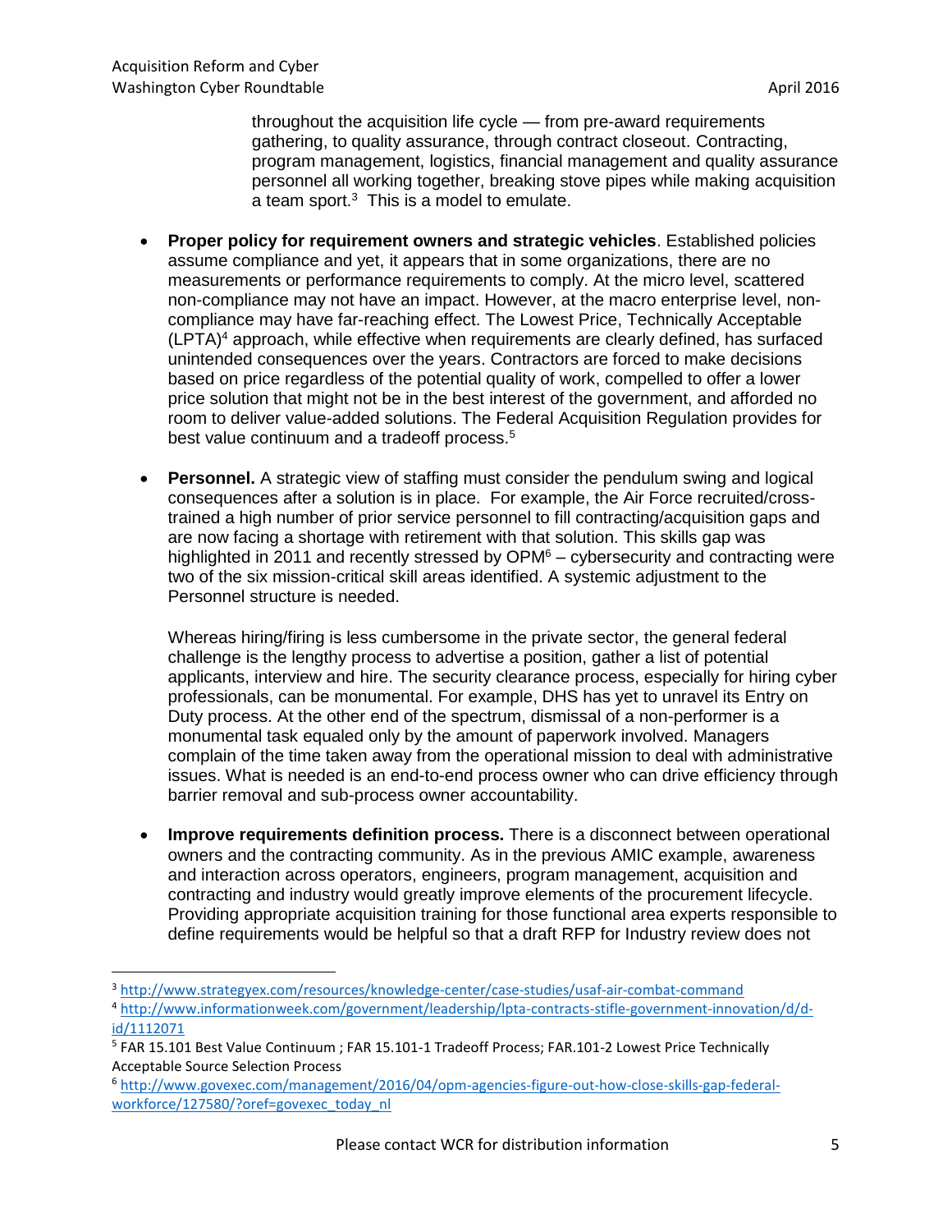throughout the acquisition life cycle — from pre-award requirements gathering, to quality assurance, through contract closeout. Contracting, program management, logistics, financial management and quality assurance personnel all working together, breaking stove pipes while making acquisition a team sport.[3] This is a model to emulate.

- **Proper policy for requirement owners and strategic vehicles**. Established policies assume compliance and yet, it appears that in some organizations, there are no measurements or performance requirements to comply. At the micro level, scattered non-compliance may not have an impact. However, at the macro enterprise level, non-compliance may have far-reaching effect. The Lowest Price, Technically Acceptable (LPTA)[4] approach, while effective when requirements are clearly defined, has surfaced unintended consequences over the years. Contractors are forced to make decisions based on price regardless of the potential quality of work, compelled to offer a lower price solution that might not be in the best interest of the government, and afforded no room to deliver value-added solutions. The Federal Acquisition Regulation provides for best value continuum and a tradeoff process.[5]

- **Personnel.** A strategic view of staffing must consider the pendulum swing and logical consequences after a solution is in place. For example, the Air Force recruited/cross-trained a high number of prior service personnel to fill contracting/acquisition gaps and are now facing a shortage with retirement with that solution. This skills gap was highlighted in 2011 and recently stressed by OPM[6] – cybersecurity and contracting were two of the six mission-critical skill areas identified. A systemic adjustment to the Personnel structure is needed.

  Whereas hiring/firing is less cumbersome in the private sector, the general federal challenge is the lengthy process to advertise a position, gather a list of potential applicants, interview and hire. The security clearance process, especially for hiring cyber professionals, can be monumental. For example, DHS has yet to unravel its Entry on Duty process. At the other end of the spectrum, dismissal of a non-performer is a monumental task equaled only by the amount of paperwork involved. Managers complain of the time taken away from the operational mission to deal with administrative issues. What is needed is an end-to-end process owner who can drive efficiency through barrier removal and sub-process owner accountability.

- **Improve requirements definition process.** There is a disconnect between operational owners and the contracting community. As in the previous AMIC example, awareness and interaction across operators, engineers, program management, acquisition and contracting and industry would greatly improve elements of the procurement lifecycle. Providing appropriate acquisition training for those functional area experts responsible to define requirements would be helpful so that a draft RFP for Industry review does not

---

[3] http://www.strategyex.com/resources/knowledge-center/case-studies/usaf-air-combat-command

[4] http://www.informationweek.com/government/leadership/lpta-contracts-stifle-government-innovation/d/d-id/1112071

[5] FAR 15.101 Best Value Continuum ; FAR 15.101-1 Tradeoff Process; FAR.101-2 Lowest Price Technically Acceptable Source Selection Process

[6] http://www.govexec.com/management/2016/04/opm-agencies-figure-out-how-close-skills-gap-federal-workforce/127580/?oref=govexec_today_nl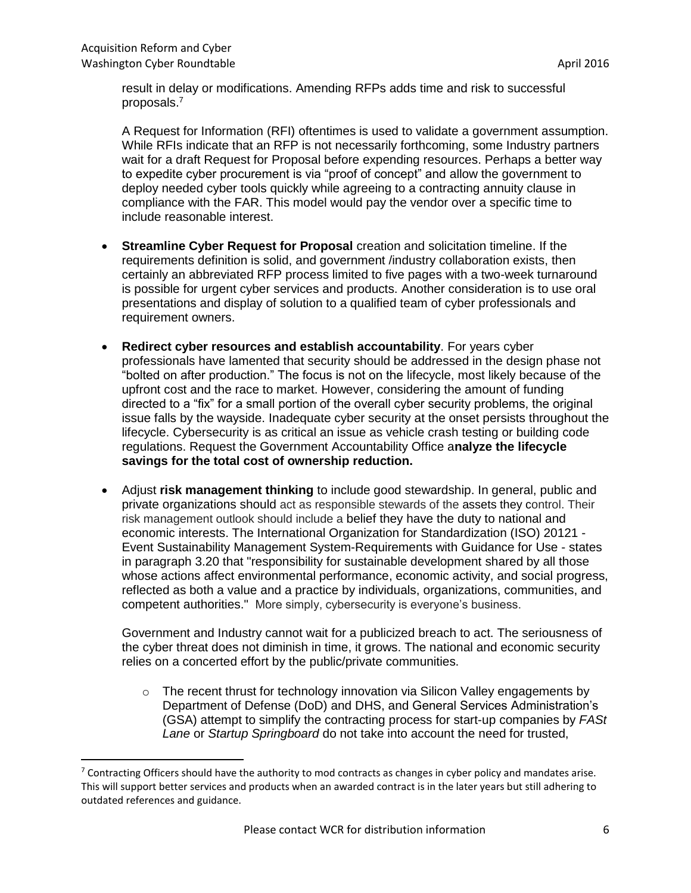result in delay or modifications. Amending RFPs adds time and risk to successful proposals.[7]

A Request for Information (RFI) oftentimes is used to validate a government assumption. While RFIs indicate that an RFP is not necessarily forthcoming, some Industry partners wait for a draft Request for Proposal before expending resources. Perhaps a better way to expedite cyber procurement is via "proof of concept" and allow the government to deploy needed cyber tools quickly while agreeing to a contracting annuity clause in compliance with the FAR. This model would pay the vendor over a specific time to include reasonable interest.

- **Streamline Cyber Request for Proposal** creation and solicitation timeline. If the requirements definition is solid, and government /industry collaboration exists, then certainly an abbreviated RFP process limited to five pages with a two-week turnaround is possible for urgent cyber services and products. Another consideration is to use oral presentations and display of solution to a qualified team of cyber professionals and requirement owners.

- **Redirect cyber resources and establish accountability**. For years cyber professionals have lamented that security should be addressed in the design phase not "bolted on after production." The focus is not on the lifecycle, most likely because of the upfront cost and the race to market. However, considering the amount of funding directed to a "fix" for a small portion of the overall cyber security problems, the original issue falls by the wayside. Inadequate cyber security at the onset persists throughout the lifecycle. Cybersecurity is as critical an issue as vehicle crash testing or building code regulations. Request the Government Accountability Office a**nalyze the lifecycle savings for the total cost of ownership reduction.**

- Adjust **risk management thinking** to include good stewardship. In general, public and private organizations should act as responsible stewards of the assets they control. Their risk management outlook should include a belief they have the duty to national and economic interests. The International Organization for Standardization (ISO) 20121 - Event Sustainability Management System-Requirements with Guidance for Use - states in paragraph 3.20 that "responsibility for sustainable development shared by all those whose actions affect environmental performance, economic activity, and social progress, reflected as both a value and a practice by individuals, organizations, communities, and competent authorities." More simply, cybersecurity is everyone's business.

  Government and Industry cannot wait for a publicized breach to act. The seriousness of the cyber threat does not diminish in time, it grows. The national and economic security relies on a concerted effort by the public/private communities.

  - The recent thrust for technology innovation via Silicon Valley engagements by Department of Defense (DoD) and DHS, and General Services Administration's (GSA) attempt to simplify the contracting process for start-up companies by *FASt Lane* or *Startup Springboard* do not take into account the need for trusted,

[7] Contracting Officers should have the authority to mod contracts as changes in cyber policy and mandates arise. This will support better services and products when an awarded contract is in the later years but still adhering to outdated references and guidance.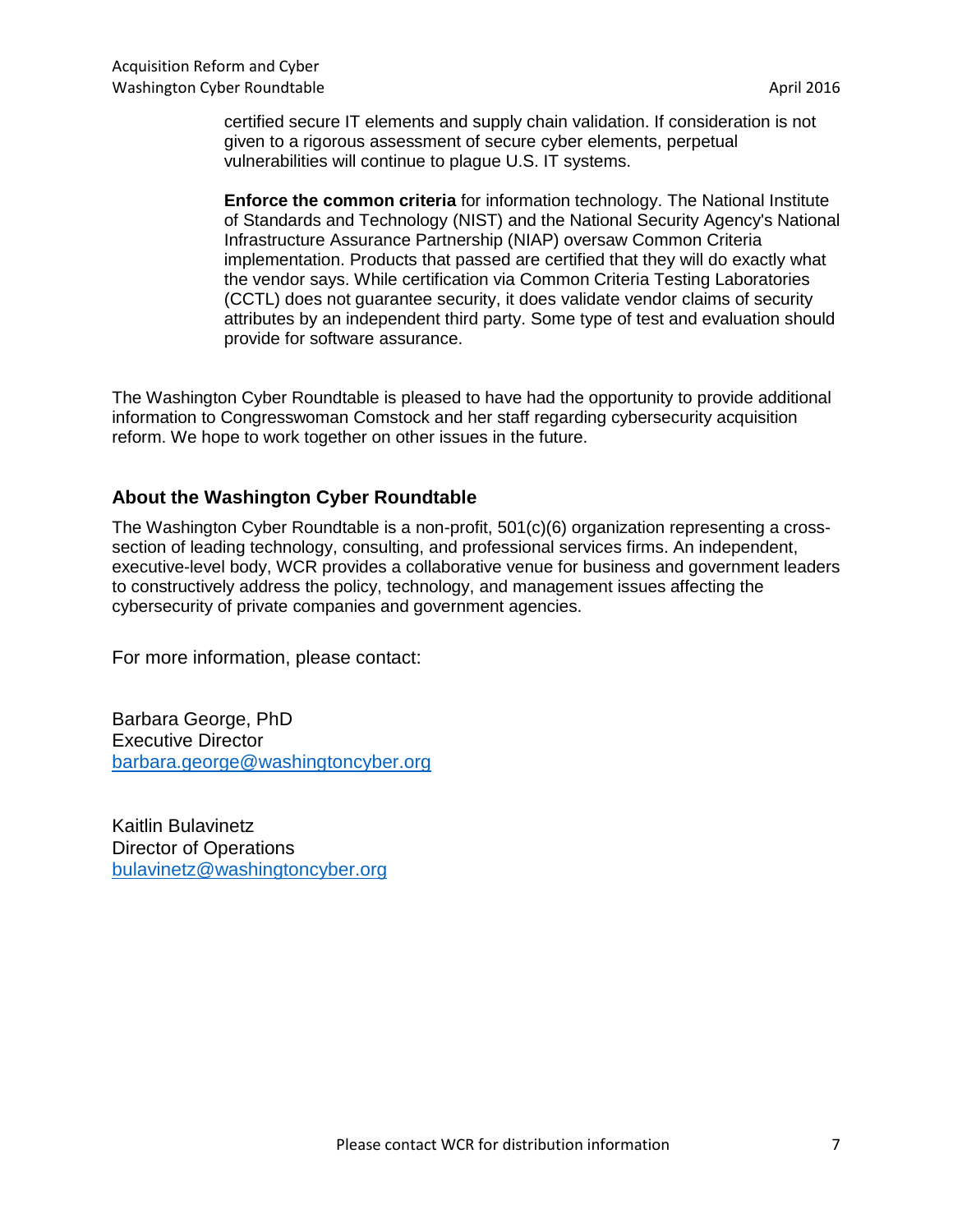certified secure IT elements and supply chain validation. If consideration is not given to a rigorous assessment of secure cyber elements, perpetual vulnerabilities will continue to plague U.S. IT systems.

**Enforce the common criteria** for information technology. The National Institute of Standards and Technology (NIST) and the National Security Agency's National Infrastructure Assurance Partnership (NIAP) oversaw Common Criteria implementation. Products that passed are certified that they will do exactly what the vendor says. While certification via Common Criteria Testing Laboratories (CCTL) does not guarantee security, it does validate vendor claims of security attributes by an independent third party. Some type of test and evaluation should provide for software assurance.

The Washington Cyber Roundtable is pleased to have had the opportunity to provide additional information to Congresswoman Comstock and her staff regarding cybersecurity acquisition reform. We hope to work together on other issues in the future.

### About the Washington Cyber Roundtable

The Washington Cyber Roundtable is a non-profit, 501(c)(6) organization representing a cross-section of leading technology, consulting, and professional services firms. An independent, executive-level body, WCR provides a collaborative venue for business and government leaders to constructively address the policy, technology, and management issues affecting the cybersecurity of private companies and government agencies.

For more information, please contact:

Barbara George, PhD
Executive Director
barbara.george@washingtoncyber.org

Kaitlin Bulavinetz
Director of Operations
bulavinetz@washingtoncyber.org